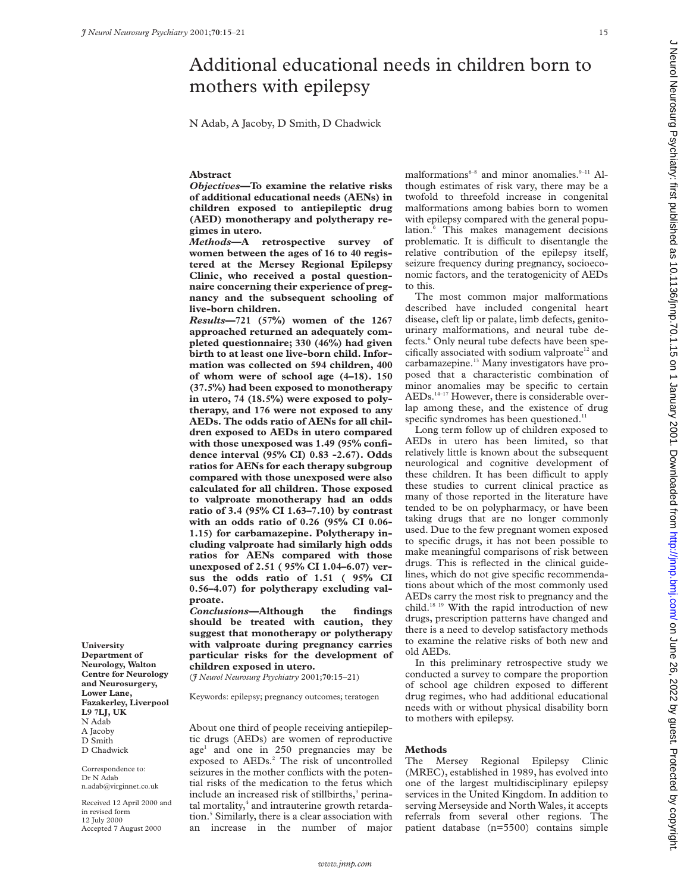# Additional educational needs in children born to mothers with epilepsy

N Adab, A Jacoby, D Smith, D Chadwick

## Abstract

***Objectives*—To examine the relative risks of additional educational needs (AENs) in children exposed to antiepileptic drug (AED) monotherapy and polytherapy regimes in utero.**

***Methods*—A retrospective survey of women between the ages of 16 to 40 registered at the Mersey Regional Epilepsy Clinic, who received a postal questionnaire concerning their experience of pregnancy and the subsequent schooling of live-born children.**

***Results*—721 (57%) women of the 1267 approached returned an adequately completed questionnaire; 330 (46%) had given birth to at least one live-born child. Information was collected on 594 children, 400 of whom were of school age (4–18). 150 (37.5%) had been exposed to monotherapy in utero, 74 (18.5%) were exposed to polytherapy, and 176 were not exposed to any AEDs. The odds ratio of AENs for all children exposed to AEDs in utero compared with those unexposed was 1.49 (95% confidence interval (95% CI) 0.83 -2.67). Odds ratios for AENs for each therapy subgroup compared with those unexposed were also calculated for all children. Those exposed to valproate monotherapy had an odds ratio of 3.4 (95% CI 1.63–7.10) by contrast with an odds ratio of 0.26 (95% CI 0.06-1.15) for carbamazepine. Polytherapy including valproate had similarly high odds ratios for AENs compared with those unexposed of 2.51 ( 95% CI 1.04–6.07) versus the odds ratio of 1.51 ( 95% CI 0.56–4.07) for polytherapy excluding valproate.**

***Conclusions*—Although the findings should be treated with caution, they suggest that monotherapy or polytherapy with valproate during pregnancy carries particular risks for the development of children exposed in utero.**

(*J Neurol Neurosurg Psychiatry* 2001;**70**:15–21)

Keywords: epilepsy; pregnancy outcomes; teratogen

**University Department of Neurology, Walton Centre for Neurology and Neurosurgery, Lower Lane, Fazakerley, Liverpool L9 7LJ, UK**
N Adab
A Jacoby
D Smith
D Chadwick

Correspondence to: Dr N Adab n.adab@virginnet.co.uk

Received 12 April 2000 and in revised form 12 July 2000
Accepted 7 August 2000

About one third of people receiving antiepileptic drugs (AEDs) are women of reproductive age[1] and one in 250 pregnancies may be exposed to AEDs.[2] The risk of uncontrolled seizures in the mother conflicts with the potential risks of the medication to the fetus which include an increased risk of stillbirths,[3] perinatal mortality,[4] and intrauterine growth retardation.[5] Similarly, there is a clear association with an increase in the number of major malformations[6–8] and minor anomalies.[9–11] Although estimates of risk vary, there may be a twofold to threefold increase in congenital malformations among babies born to women with epilepsy compared with the general population.[6] This makes management decisions problematic. It is difficult to disentangle the relative contribution of the epilepsy itself, seizure frequency during pregnancy, socioeconomic factors, and the teratogenicity of AEDs to this.

The most common major malformations described have included congenital heart disease, cleft lip or palate, limb defects, genitourinary malformations, and neural tube defects.[6] Only neural tube defects have been specifically associated with sodium valproate[12] and carbamazepine.[13] Many investigators have proposed that a characteristic combination of minor anomalies may be specific to certain AEDs.[14–17] However, there is considerable overlap among these, and the existence of drug specific syndromes has been questioned.[11]

Long term follow up of children exposed to AEDs in utero has been limited, so that relatively little is known about the subsequent neurological and cognitive development of these children. It has been difficult to apply these studies to current clinical practice as many of those reported in the literature have tended to be on polypharmacy, or have been taking drugs that are no longer commonly used. Due to the few pregnant women exposed to specific drugs, it has not been possible to make meaningful comparisons of risk between drugs. This is reflected in the clinical guidelines, which do not give specific recommendations about which of the most commonly used AEDs carry the most risk to pregnancy and the child.[18 19] With the rapid introduction of new drugs, prescription patterns have changed and there is a need to develop satisfactory methods to examine the relative risks of both new and old AEDs.

In this preliminary retrospective study we conducted a survey to compare the proportion of school age children exposed to different drug regimes, who had additional educational needs with or without physical disability born to mothers with epilepsy.

## Methods

The Mersey Regional Epilepsy Clinic (MREC), established in 1989, has evolved into one of the largest multidisciplinary epilepsy services in the United Kingdom. In addition to serving Merseyside and North Wales, it accepts referrals from several other regions. The patient database (n=5500) contains simple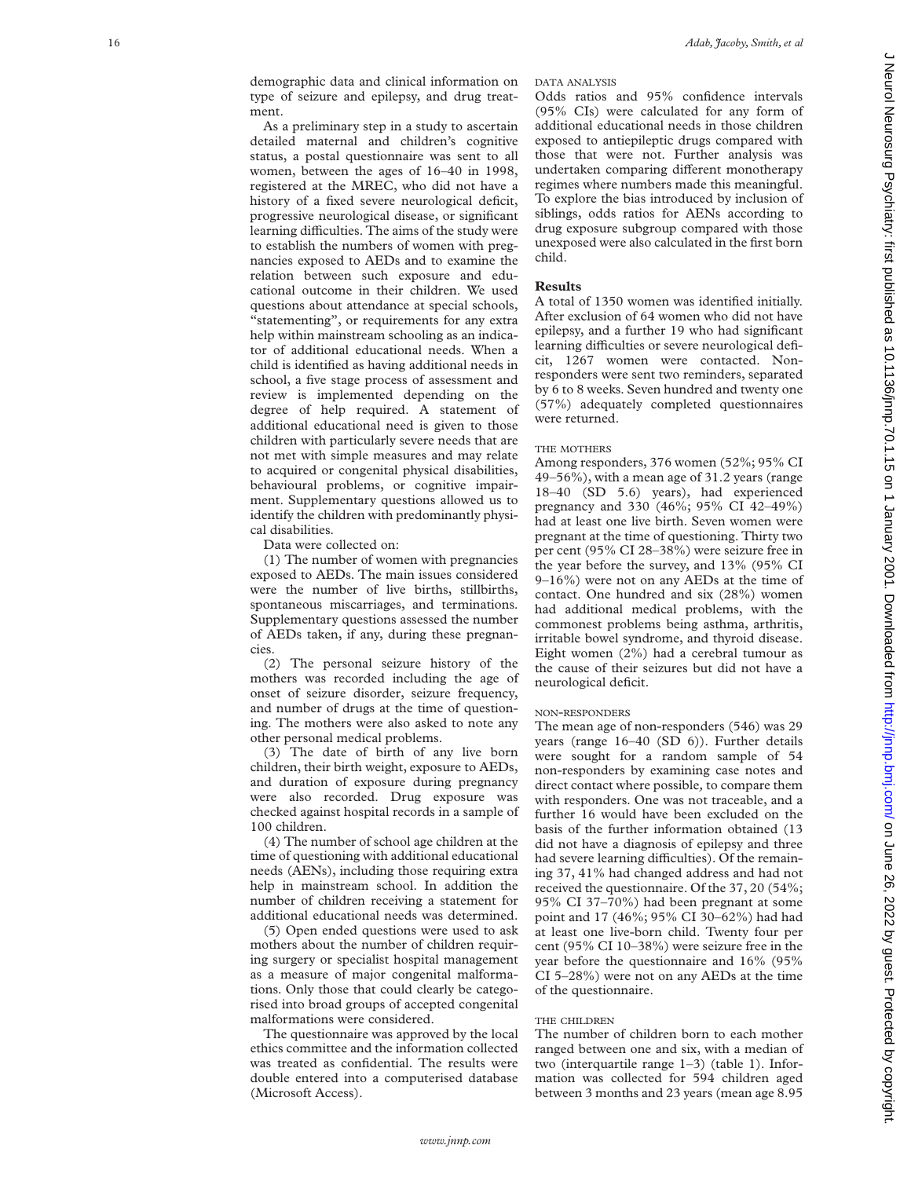demographic data and clinical information on type of seizure and epilepsy, and drug treatment.

As a preliminary step in a study to ascertain detailed maternal and children's cognitive status, a postal questionnaire was sent to all women, between the ages of 16–40 in 1998, registered at the MREC, who did not have a history of a fixed severe neurological deficit, progressive neurological disease, or significant learning difficulties. The aims of the study were to establish the numbers of women with pregnancies exposed to AEDs and to examine the relation between such exposure and educational outcome in their children. We used questions about attendance at special schools, "statementing", or requirements for any extra help within mainstream schooling as an indicator of additional educational needs. When a child is identified as having additional needs in school, a five stage process of assessment and review is implemented depending on the degree of help required. A statement of additional educational need is given to those children with particularly severe needs that are not met with simple measures and may relate to acquired or congenital physical disabilities, behavioural problems, or cognitive impairment. Supplementary questions allowed us to identify the children with predominantly physical disabilities.

Data were collected on:

(1) The number of women with pregnancies exposed to AEDs. The main issues considered were the number of live births, stillbirths, spontaneous miscarriages, and terminations. Supplementary questions assessed the number of AEDs taken, if any, during these pregnancies.

(2) The personal seizure history of the mothers was recorded including the age of onset of seizure disorder, seizure frequency, and number of drugs at the time of questioning. The mothers were also asked to note any other personal medical problems.

(3) The date of birth of any live born children, their birth weight, exposure to AEDs, and duration of exposure during pregnancy were also recorded. Drug exposure was checked against hospital records in a sample of 100 children.

(4) The number of school age children at the time of questioning with additional educational needs (AENs), including those requiring extra help in mainstream school. In addition the number of children receiving a statement for additional educational needs was determined.

(5) Open ended questions were used to ask mothers about the number of children requiring surgery or specialist hospital management as a measure of major congenital malformations. Only those that could clearly be categorised into broad groups of accepted congenital malformations were considered.

The questionnaire was approved by the local ethics committee and the information collected was treated as confidential. The results were double entered into a computerised database (Microsoft Access).

#### DATA ANALYSIS

Odds ratios and 95% confidence intervals (95% CIs) were calculated for any form of additional educational needs in those children exposed to antiepileptic drugs compared with those that were not. Further analysis was undertaken comparing different monotherapy regimes where numbers made this meaningful. To explore the bias introduced by inclusion of siblings, odds ratios for AENs according to drug exposure subgroup compared with those unexposed were also calculated in the first born child.

## Results

A total of 1350 women was identified initially. After exclusion of 64 women who did not have epilepsy, and a further 19 who had significant learning difficulties or severe neurological deficit, 1267 women were contacted. Non-responders were sent two reminders, separated by 6 to 8 weeks. Seven hundred and twenty one (57%) adequately completed questionnaires were returned.

#### THE MOTHERS

Among responders, 376 women (52%; 95% CI 49–56%), with a mean age of 31.2 years (range 18–40 (SD 5.6) years), had experienced pregnancy and 330 (46%; 95% CI 42–49%) had at least one live birth. Seven women were pregnant at the time of questioning. Thirty two per cent (95% CI 28–38%) were seizure free in the year before the survey, and 13% (95% CI 9–16%) were not on any AEDs at the time of contact. One hundred and six (28%) women had additional medical problems, with the commonest problems being asthma, arthritis, irritable bowel syndrome, and thyroid disease. Eight women (2%) had a cerebral tumour as the cause of their seizures but did not have a neurological deficit.

#### NON-RESPONDERS

The mean age of non-responders (546) was 29 years (range 16–40 (SD 6)). Further details were sought for a random sample of 54 non-responders by examining case notes and direct contact where possible, to compare them with responders. One was not traceable, and a further 16 would have been excluded on the basis of the further information obtained (13 did not have a diagnosis of epilepsy and three had severe learning difficulties). Of the remaining 37, 41% had changed address and had not received the questionnaire. Of the 37, 20 (54%; 95% CI 37–70%) had been pregnant at some point and 17 (46%; 95% CI 30–62%) had had at least one live-born child. Twenty four per cent (95% CI 10–38%) were seizure free in the year before the questionnaire and 16% (95% CI 5–28%) were not on any AEDs at the time of the questionnaire.

#### THE CHILDREN

The number of children born to each mother ranged between one and six, with a median of two (interquartile range 1–3) (table 1). Information was collected for 594 children aged between 3 months and 23 years (mean age 8.95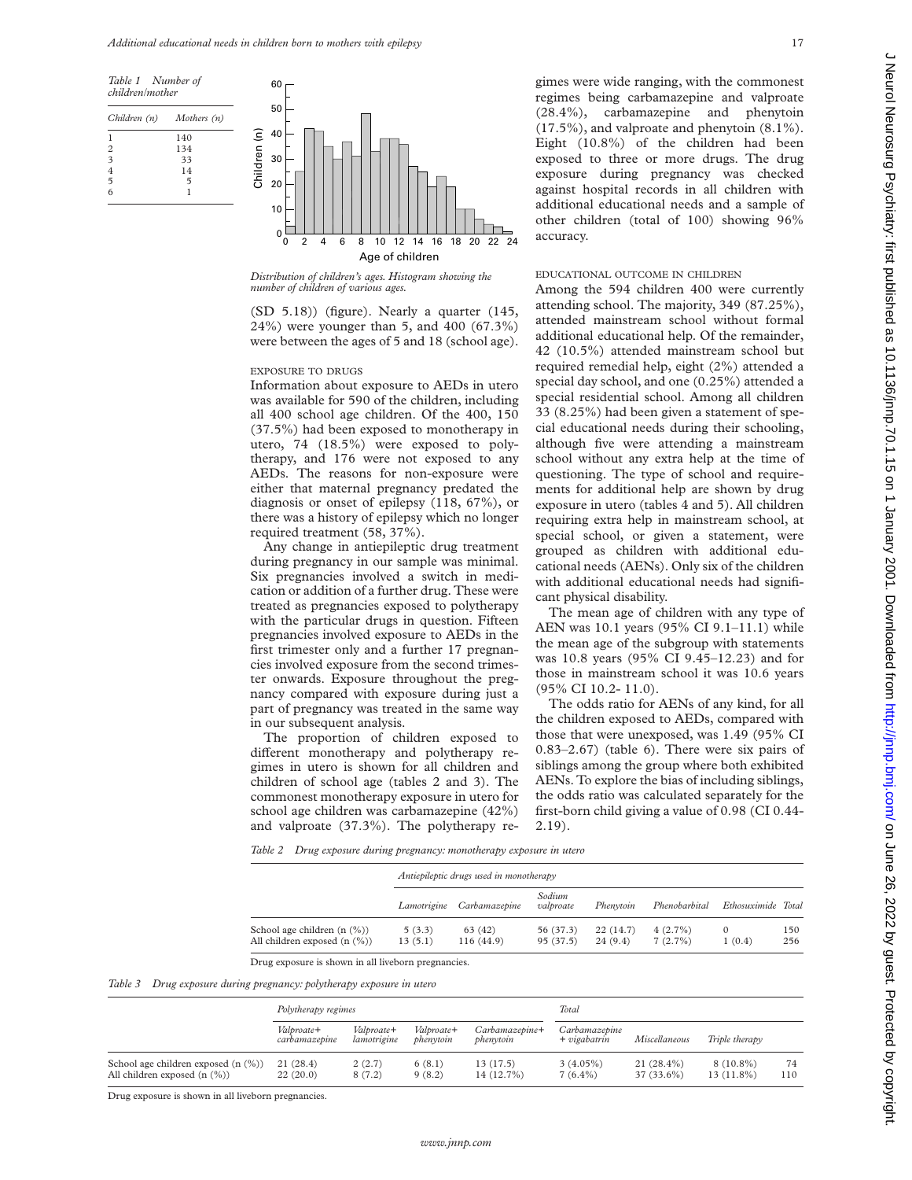*Table 1 Number of children/mother*

| Children (n) | Mothers (n) |
|---|---|
| 1 | 140 |
| 2 | 134 |
| 3 | 33 |
| 4 | 14 |
| 5 | 5 |
| 6 | 1 |

*Distribution of children's ages. Histogram showing the number of children of various ages.*

(SD 5.18)) (figure). Nearly a quarter (145, 24%) were younger than 5, and 400 (67.3%) were between the ages of 5 and 18 (school age).

### EXPOSURE TO DRUGS

Information about exposure to AEDs in utero was available for 590 of the children, including all 400 school age children. Of the 400, 150 (37.5%) had been exposed to monotherapy in utero, 74 (18.5%) were exposed to polytherapy, and 176 were not exposed to any AEDs. The reasons for non-exposure were either that maternal pregnancy predated the diagnosis or onset of epilepsy (118, 67%), or there was a history of epilepsy which no longer required treatment (58, 37%).

Any change in antiepileptic drug treatment during pregnancy in our sample was minimal. Six pregnancies involved a switch in medication or addition of a further drug. These were treated as pregnancies exposed to polytherapy with the particular drugs in question. Fifteen pregnancies involved exposure to AEDs in the first trimester only and a further 17 pregnancies involved exposure from the second trimester onwards. Exposure throughout the pregnancy compared with exposure during just a part of pregnancy was treated in the same way in our subsequent analysis.

The proportion of children exposed to different monotherapy and polytherapy regimes in utero is shown for all children and children of school age (tables 2 and 3). The commonest monotherapy exposure in utero for school age children was carbamazepine (42%) and valproate (37.3%). The polytherapy regimes were wide ranging, with the commonest regimes being carbamazepine and valproate (28.4%), carbamazepine and phenytoin (17.5%), and valproate and phenytoin (8.1%). Eight (10.8%) of the children had been exposed to three or more drugs. The drug exposure during pregnancy was checked against hospital records in all children with additional educational needs and a sample of other children (total of 100) showing 96% accuracy.

### EDUCATIONAL OUTCOME IN CHILDREN

Among the 594 children 400 were currently attending school. The majority, 349 (87.25%), attended mainstream school without formal additional educational help. Of the remainder, 42 (10.5%) attended mainstream school but required remedial help, eight (2%) attended a special day school, and one (0.25%) attended a special residential school. Among all children 33 (8.25%) had been given a statement of special educational needs during their schooling, although five were attending a mainstream school without any extra help at the time of questioning. The type of school and requirements for additional help are shown by drug exposure in utero (tables 4 and 5). All children requiring extra help in mainstream school, at special school, or given a statement, were grouped as children with additional educational needs (AENs). Only six of the children with additional educational needs had significant physical disability.

The mean age of children with any type of AEN was 10.1 years (95% CI 9.1–11.1) while the mean age of the subgroup with statements was 10.8 years (95% CI 9.45–12.23) and for those in mainstream school it was 10.6 years (95% CI 10.2- 11.0).

The odds ratio for AENs of any kind, for all the children exposed to AEDs, compared with those that were unexposed, was 1.49 (95% CI 0.83–2.67) (table 6). There were six pairs of siblings among the group where both exhibited AENs. To explore the bias of including siblings, the odds ratio was calculated separately for the first-born child giving a value of 0.98 (CI 0.44-2.19).

*Table 2 Drug exposure during pregnancy: monotherapy exposure in utero*

| | *Antiepileptic drugs used in monotherapy* | | | | | | |
|---|---|---|---|---|---|---|---|
| | *Lamotrigine* | *Carbamazepine* | *Sodium valproate* | *Phenytoin* | *Phenobarbital* | *Ethosuximide* | *Total* |
| School age children (n (%)) | 5 (3.3) | 63 (42) | 56 (37.3) | 22 (14.7) | 4 (2.7%) | 0 | 150 |
| All children exposed (n (%)) | 13 (5.1) | 116 (44.9) | 95 (37.5) | 24 (9.4) | 7 (2.7%) | 1 (0.4) | 256 |

Drug exposure is shown in all liveborn pregnancies.

*Table 3 Drug exposure during pregnancy: polytherapy exposure in utero*

| | *Polytherapy regimes* | | | | | | | *Total* |
|---|---|---|---|---|---|---|---|---|
| | *Valproate+ carbamazepine* | *Valproate+ lamotrigine* | *Valproate+ phenytoin* | *Carbamazepine+ phenytoin* | *Carbamazepine + vigabatrin* | *Miscellaneous* | *Triple therapy* | |
| School age children exposed (n (%)) | 21 (28.4) | 2 (2.7) | 6 (8.1) | 13 (17.5) | 3 (4.05%) | 21 (28.4%) | 8 (10.8%) | 74 |
| All children exposed (n (%)) | 22 (20.0) | 8 (7.2) | 9 (8.2) | 14 (12.7%) | 7 (6.4%) | 37 (33.6%) | 13 (11.8%) | 110 |

Drug exposure is shown in all liveborn pregnancies.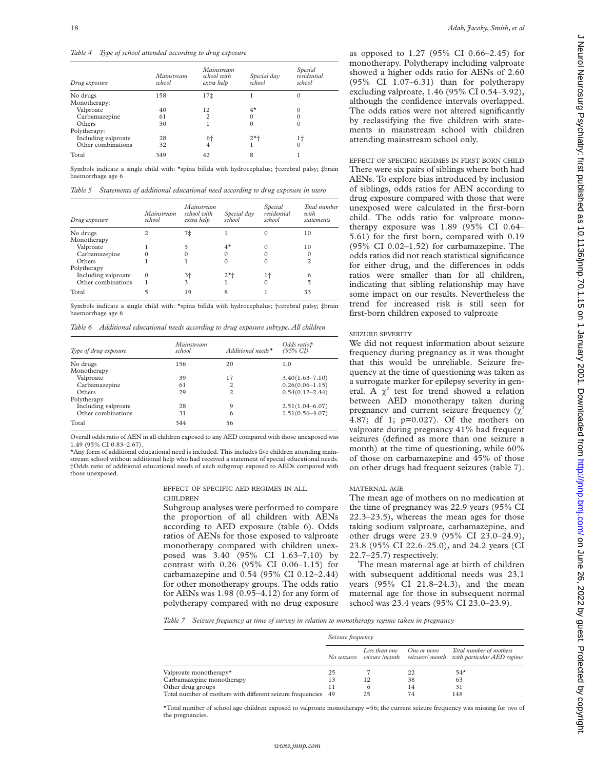*Table 4 Type of school attended according to drug exposure*

| Drug exposure | Mainstream school | Mainstream school with extra help | Special day school | Special residential school |
|---|---|---|---|---|
| No drugs | 158 | 17‡ | 1 | 0 |
| Monotherapy: | | | | |
| Valproate | 40 | 12 | 4* | 0 |
| Carbamazepine | 61 | 2 | 0 | 0 |
| Others | 30 | 1 | 0 | 0 |
| Polytherapy: | | | | |
| Including valproate | 28 | 6† | 2*† | 1† |
| Other combinations | 32 | 4 | 1 | 0 |
| Total | 349 | 42 | 8 | 1 |

Symbols indicate a single child with: *spina bifida with hydrocephalus; †cerebral palsy; ‡brain haemorrhage age 6

*Table 5 Statements of additional educational need according to drug exposure in utero*

| Drug exposure | Mainstream school | Mainstream school with extra help | Special day school | Special residential school | Total number with statements |
|---|---|---|---|---|---|
| No drugs | 2 | 7‡ | 1 | 0 | 10 |
| Monotherapy | | | | | |
| Valproate | 1 | 5 | 4* | 0 | 10 |
| Carbamazepine | 0 | 0 | 0 | 0 | 0 |
| Others | 1 | 1 | 0 | 0 | 2 |
| Polytherapy | | | | | |
| Including valproate | 0 | 3† | 2*† | 1† | 6 |
| Other combinations | 1 | 3 | 1 | 0 | 5 |
| Total | 5 | 19 | 8 | 1 | 33 |

Symbols indicate a single child with: *spina bifida with hydrocephalus; †cerebral palsy; ‡brain haemorrhage age 6

*Table 6 Additional educational needs according to drug exposure subtype. All children*

| Type of drug exposure | Mainstream school | Additional needs* | Odds ratio† (95% CI) |
|---|---|---|---|
| No drugs | 156 | 20 | 1.0 |
| Monotherapy | | | |
| Valproate | 39 | 17 | 3.40(1.63–7.10) |
| Carbamazepine | 61 | 2 | 0.26(0.06–1.15) |
| Others | 29 | 2 | 0.54(0.12–2.44) |
| Polytherapy | | | |
| Including valproate | 28 | 9 | 2.51(1.04–6.07) |
| Other combinations | 31 | 6 | 1.51(0.56–4.07) |
| Total | 344 | 56 | |

Overall odds ratio of AEN in all children exposed to any AED compared with those unexposed was 1.49 (95% CI 0.83–2.67).
*Any form of additional educational need is included. This includes five children attending mainstream school without additional help who had received a statement of special educational needs.
†Odds ratio of additional educational needs of each subgroup exposed to AEDs compared with those unexposed.

### EFFECT OF SPECIFIC AED REGIMES IN ALL CHILDREN

Subgroup analyses were performed to compare the proportion of all children with AENs according to AED exposure (table 6). Odds ratios of AENs for those exposed to valproate monotherapy compared with children unexposed was 3.40 (95% CI 1.63–7.10) by contrast with 0.26 (95% CI 0.06–1.15) for carbamazepine and 0.54 (95% CI 0.12–2.44) for other monotherapy groups. The odds ratio for AENs was 1.98 (0.95–4.12) for any form of polytherapy compared with no drug exposure as opposed to 1.27 (95% CI 0.66–2.45) for monotherapy. Polytherapy including valproate showed a higher odds ratio for AENs of 2.60 (95% CI 1.07–6.31) than for polytherapy excluding valproate, 1.46 (95% CI 0.54–3.92), although the confidence intervals overlapped. The odds ratios were not altered significantly by reclassifying the five children with statements in mainstream school with children attending mainstream school only.

### EFFECT OF SPECIFIC REGIMES IN FIRST BORN CHILD

There were six pairs of siblings where both had AENs. To explore bias introduced by inclusion of siblings, odds ratios for AEN according to drug exposure compared with those that were unexposed were calculated in the first-born child. The odds ratio for valproate monotherapy exposure was 1.89 (95% CI 0.64–5.61) for the first born, compared with 0.19 (95% CI 0.02–1.52) for carbamazepine. The odds ratios did not reach statistical significance for either drug, and the differences in odds ratios were smaller than for all children, indicating that sibling relationship may have some impact on our results. Nevertheless the trend for increased risk is still seen for first-born children exposed to valproate

### SEIZURE SEVERITY

We did not request information about seizure frequency during pregnancy as it was thought that this would be unreliable. Seizure frequency at the time of questioning was taken as a surrogate marker for epilepsy severity in general. A $\chi^2$ test for trend showed a relation between AED monotherapy taken during pregnancy and current seizure frequency ($\chi^2$ 4.87; df 1; p=0.027). Of the mothers on valproate during pregnancy 41% had frequent seizures (defined as more than one seizure a month) at the time of questioning, while 60% of those on carbamazepine and 45% of those on other drugs had frequent seizures (table 7).

### MATERNAL AGE

The mean age of mothers on no medication at the time of pregnancy was 22.9 years (95% CI 22.3–23.5), whereas the mean ages for those taking sodium valproate, carbamazepine, and other drugs were 23.9 (95% CI 23.0–24.9), 23.8 (95% CI 22.6–25.0), and 24.2 years (CI 22.7–25.7) respectively.

The mean maternal age at birth of children with subsequent additional needs was 23.1 years (95% CI 21.8–24.3), and the mean maternal age for those in subsequent normal school was 23.4 years (95% CI 23.0–23.9).

*Table 7 Seizure frequency at time of survey in relation to monotherapy regime taken in pregnancy*

| | Seizure frequency | | | |
|---|---|---|---|---|
| | No seizures | Less than one seizure /month | One or more seizures/ month | Total number of mothers with particular AED regime |
| Valproate monotherapy* | 25 | 7 | 22 | 54* |
| Carbamazepine monotherapy | 13 | 12 | 38 | 63 |
| Other drug groups | 11 | 6 | 14 | 31 |
| Total number of mothers with different seizure frequencies | 49 | 25 | 74 | 148 |

*Total number of school age children exposed to valproate monotherapy =56; the current seizure frequency was missing for two of the pregnancies.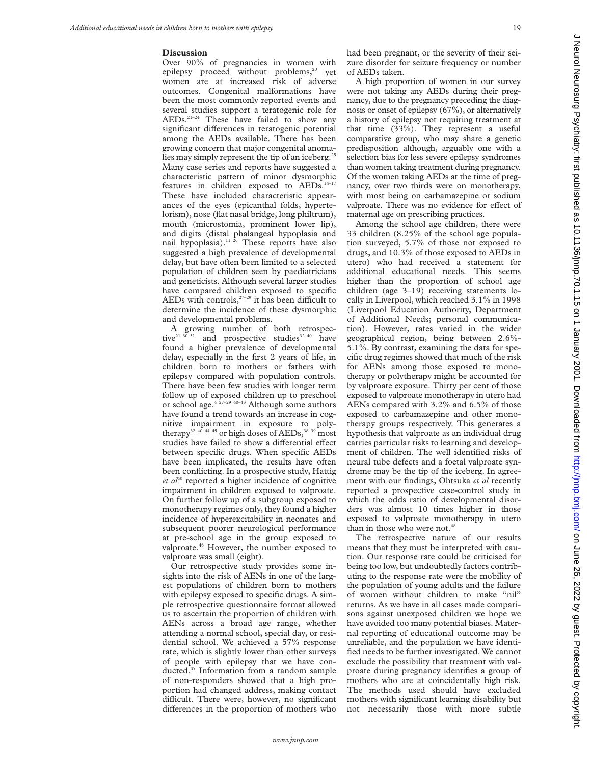## Discussion

Over 90% of pregnancies in women with epilepsy proceed without problems,[20] yet women are at increased risk of adverse outcomes. Congenital malformations have been the most commonly reported events and several studies support a teratogenic role for AEDs.[21–24] These have failed to show any significant differences in teratogenic potential among the AEDs available. There has been growing concern that major congenital anomalies may simply represent the tip of an iceberg.[25] Many case series and reports have suggested a characteristic pattern of minor dysmorphic features in children exposed to AEDs.[14–17] These have included characteristic appearances of the eyes (epicanthal folds, hypertelorism), nose (flat nasal bridge, long philtrum), mouth (microstomia, prominent lower lip), and digits (distal phalangeal hypoplasia and nail hypoplasia).[11 26] These reports have also suggested a high prevalence of developmental delay, but have often been limited to a selected population of children seen by paediatricians and geneticists. Although several larger studies have compared children exposed to specific AEDs with controls,[27–29] it has been difficult to determine the incidence of these dysmorphic and developmental problems.

A growing number of both retrospective[21 30 31] and prospective studies[32–40] have found a higher prevalence of developmental delay, especially in the first 2 years of life, in children born to mothers or fathers with epilepsy compared with population controls. There have been few studies with longer term follow up of exposed children up to preschool or school age.[4 27–29 40–43] Although some authors have found a trend towards an increase in cognitive impairment in exposure to polytherapy[32 40 44 45] or high doses of AEDs,[38 39] most studies have failed to show a differential effect between specific drugs. When specific AEDs have been implicated, the results have often been conflicting. In a prospective study, Hattig *et al*[40] reported a higher incidence of cognitive impairment in children exposed to valproate. On further follow up of a subgroup exposed to monotherapy regimes only, they found a higher incidence of hyperexcitability in neonates and subsequent poorer neurological performance at pre-school age in the group exposed to valproate.[46] However, the number exposed to valproate was small (eight).

Our retrospective study provides some insights into the risk of AENs in one of the largest populations of children born to mothers with epilepsy exposed to specific drugs. A simple retrospective questionnaire format allowed us to ascertain the proportion of children with AENs across a broad age range, whether attending a normal school, special day, or residential school. We achieved a 57% response rate, which is slightly lower than other surveys of people with epilepsy that we have conducted.[47] Information from a random sample of non-responders showed that a high proportion had changed address, making contact difficult. There were, however, no significant differences in the proportion of mothers who had been pregnant, or the severity of their seizure disorder for seizure frequency or number of AEDs taken.

A high proportion of women in our survey were not taking any AEDs during their pregnancy, due to the pregnancy preceding the diagnosis or onset of epilepsy (67%), or alternatively a history of epilepsy not requiring treatment at that time (33%). They represent a useful comparative group, who may share a genetic predisposition although, arguably one with a selection bias for less severe epilepsy syndromes than women taking treatment during pregnancy. Of the women taking AEDs at the time of pregnancy, over two thirds were on monotherapy, with most being on carbamazepine or sodium valproate. There was no evidence for effect of maternal age on prescribing practices.

Among the school age children, there were 33 children (8.25% of the school age population surveyed, 5.7% of those not exposed to drugs, and 10.3% of those exposed to AEDs in utero) who had received a statement for additional educational needs. This seems higher than the proportion of school age children (age 3–19) receiving statements locally in Liverpool, which reached 3.1% in 1998 (Liverpool Education Authority, Department of Additional Needs; personal communication). However, rates varied in the wider geographical region, being between 2.6%-5.1%. By contrast, examining the data for specific drug regimes showed that much of the risk for AENs among those exposed to monotherapy or polytherapy might be accounted for by valproate exposure. Thirty per cent of those exposed to valproate monotherapy in utero had AENs compared with 3.2% and 6.5% of those exposed to carbamazepine and other monotherapy groups respectively. This generates a hypothesis that valproate as an individual drug carries particular risks to learning and development of children. The well identified risks of neural tube defects and a foetal valproate syndrome may be the tip of the iceberg. In agreement with our findings, Ohtsuka *et al* recently reported a prospective case-control study in which the odds ratio of developmental disorders was almost 10 times higher in those exposed to valproate monotherapy in utero than in those who were not.[48]

The retrospective nature of our results means that they must be interpreted with caution. Our response rate could be criticised for being too low, but undoubtedly factors contributing to the response rate were the mobility of the population of young adults and the failure of women without children to make "nil" returns. As we have in all cases made comparisons against unexposed children we hope we have avoided too many potential biases. Maternal reporting of educational outcome may be unreliable, and the population we have identified needs to be further investigated. We cannot exclude the possibility that treatment with valproate during pregnancy identifies a group of mothers who are at coincidentally high risk. The methods used should have excluded mothers with significant learning disability but not necessarily those with more subtle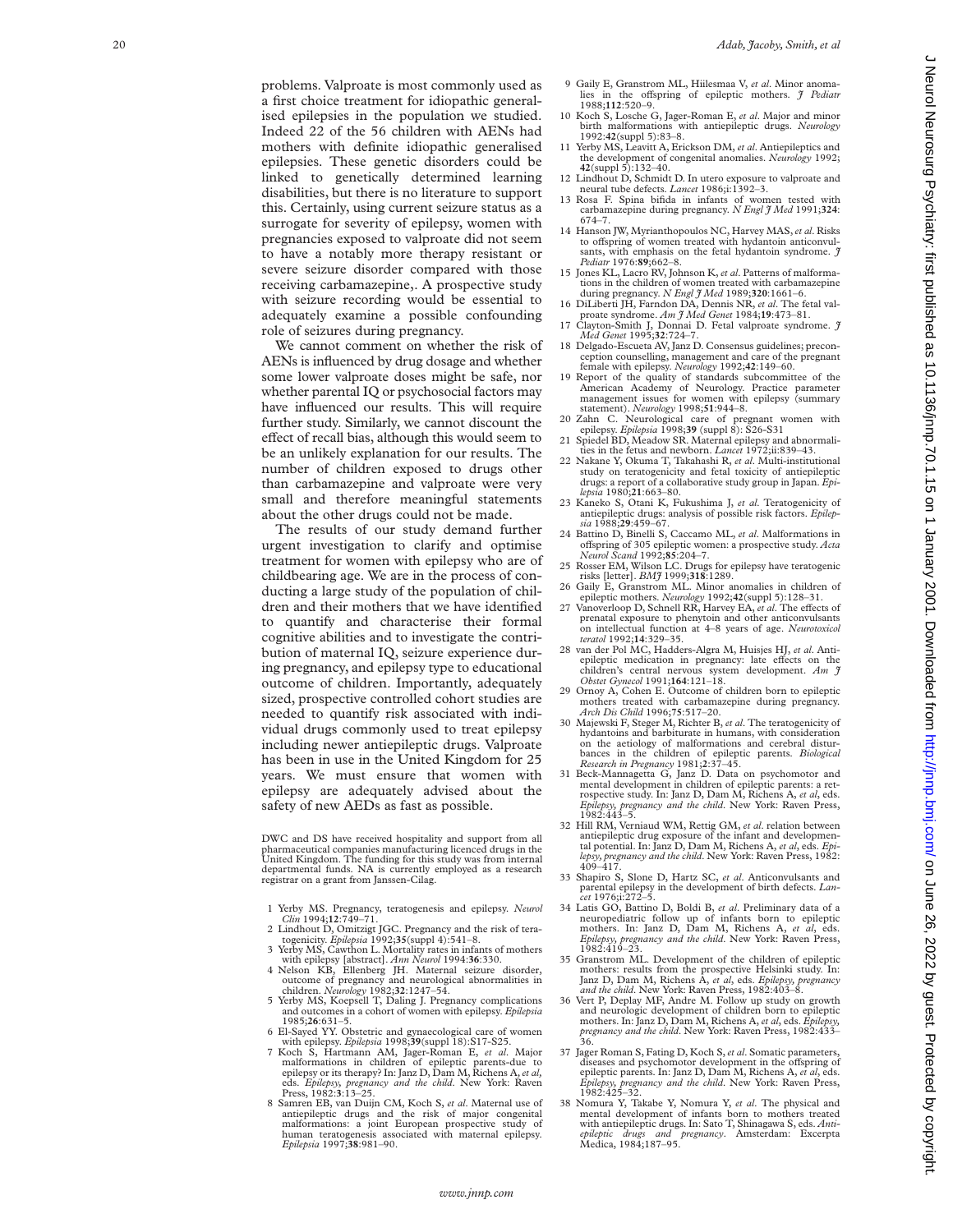problems. Valproate is most commonly used as a first choice treatment for idiopathic generalised epilepsies in the population we studied. Indeed 22 of the 56 children with AENs had mothers with definite idiopathic generalised epilepsies. These genetic disorders could be linked to genetically determined learning disabilities, but there is no literature to support this. Certainly, using current seizure status as a surrogate for severity of epilepsy, women with pregnancies exposed to valproate did not seem to have a notably more therapy resistant or severe seizure disorder compared with those receiving carbamazepine,. A prospective study with seizure recording would be essential to adequately examine a possible confounding role of seizures during pregnancy.

We cannot comment on whether the risk of AENs is influenced by drug dosage and whether some lower valproate doses might be safe, nor whether parental IQ or psychosocial factors may have influenced our results. This will require further study. Similarly, we cannot discount the effect of recall bias, although this would seem to be an unlikely explanation for our results. The number of children exposed to drugs other than carbamazepine and valproate were very small and therefore meaningful statements about the other drugs could not be made.

The results of our study demand further urgent investigation to clarify and optimise treatment for women with epilepsy who are of childbearing age. We are in the process of conducting a large study of the population of children and their mothers that we have identified to quantify and characterise their formal cognitive abilities and to investigate the contribution of maternal IQ, seizure experience during pregnancy, and epilepsy type to educational outcome of children. Importantly, adequately sized, prospective controlled cohort studies are needed to quantify risk associated with individual drugs commonly used to treat epilepsy including newer antiepileptic drugs. Valproate has been in use in the United Kingdom for 25 years. We must ensure that women with epilepsy are adequately advised about the safety of new AEDs as fast as possible.

DWC and DS have received hospitality and support from all pharmaceutical companies manufacturing licenced drugs in the United Kingdom. The funding for this study was from internal departmental funds. NA is currently employed as a research registrar on a grant from Janssen-Cilag.

1. Yerby MS. Pregnancy, teratogenesis and epilepsy. *Neurol Clin* 1994;**12**:749–71.
2. Lindhout D, Omitzigt JGC. Pregnancy and the risk of teratogenicity. *Epilepsia* 1992;**35**(suppl 4):541–8.
3. Yerby MS, Cawthon L. Mortality rates in infants of mothers with epilepsy [abstract]. *Ann Neurol* 1994:**36**:330.
4. Nelson KB, Ellenberg JH. Maternal seizure disorder, outcome of pregnancy and neurological abnormalities in children. *Neurology* 1982;**32**:1247–54.
5. Yerby MS, Koepsell T, Daling J. Pregnancy complications and outcomes in a cohort of women with epilepsy. *Epilepsia* 1985;**26**:631–5.
6. El-Sayed YY. Obstetric and gynaecological care of women with epilepsy. *Epilepsia* 1998;**39**(suppl 18):S17-S25.
7. Koch S, Hartmann AM, Jager-Roman E, *et al*. Major malformations in children of epileptic parents-due to epilepsy or its therapy? In: Janz D, Dam M, Richens A, *et al*, eds. *Epilepsy, pregnancy and the child*. New York: Raven Press, 1982:**3**:13–25.
8. Samren EB, van Duijn CM, Koch S, *et al*. Maternal use of antiepileptic drugs and the risk of major congenital malformations: a joint European prospective study of human teratogenesis associated with maternal epilepsy. *Epilepsia* 1997;**38**:981–90.
9. Gaily E, Granstrom ML, Hiilesmaa V, *et al*. Minor anomalies in the offspring of epileptic mothers. *J Pediatr* 1988;**112**:520–9.
10. Koch S, Losche G, Jager-Roman E, *et al*. Major and minor birth malformations with antiepileptic drugs. *Neurology* 1992:**42**(suppl 5):83–8.
11. Yerby MS, Leavitt A, Erickson DM, *et al*. Antiepileptics and the development of congenital anomalies. *Neurology* 1992; **42**(suppl 5):132–40.
12. Lindhout D, Schmidt D. In utero exposure to valproate and neural tube defects. *Lancet* 1986;i:1392–3.
13. Rosa F. Spina bifida in infants of women tested with carbamazepine during pregnancy. *N Engl J Med* 1991;**324**: 674–7.
14. Hanson JW, Myrianthopoulos NC, Harvey MAS, *et al*. Risks to offspring of women treated with hydantoin anticonvulsants, with emphasis on the fetal hydantoin syndrome. *J Pediatr* 1976:**89**;662–8.
15. Jones KL, Lacro RV, Johnson K, *et al*. Patterns of malformations in the children of women treated with carbamazepine during pregnancy. *N Engl J Med* 1989;**320**:1661–6.
16. DiLiberti JH, Farndon DA, Dennis NR, *et al*. The fetal valproate syndrome. *Am J Med Genet* 1984;**19**:473–81.
17. Clayton-Smith J, Donnai D. Fetal valproate syndrome. *J Med Genet* 1995;**32**:724–7.
18. Delgado-Escueta AV, Janz D. Consensus guidelines; preconception counselling, management and care of the pregnant female with epilepsy. *Neurology* 1992;**42**:149–60.
19. Report of the quality of standards subcommittee of the American Academy of Neurology. Practice parameter management issues for women with epilepsy (summary statement). *Neurology* 1998;**51**:944–8.
20. Zahn C. Neurological care of pregnant women with epilepsy. *Epilepsia* 1998;**39** (suppl 8): S26-S31
21. Spiedel BD, Meadow SR. Maternal epilepsy and abnormalities in the fetus and newborn. *Lancet* 1972;ii:839–43.
22. Nakane Y, Okuma T, Takahashi R, *et al*. Multi-institutional study on teratogenicity and fetal toxicity of antiepileptic drugs: a report of a collaborative study group in Japan. *Epilepsia* 1980;**21**:663–80.
23. Kaneko S, Otani K, Fukushima J, *et al*. Teratogenicity of antiepileptic drugs: analysis of possible risk factors. *Epilepsia* 1988;**29**:459–67.
24. Battino D, Binelli S, Caccamo ML, *et al*. Malformations in offspring of 305 epileptic women: a prospective study. *Acta Neurol Scand* 1992;**85**:204–7.
25. Rosser EM, Wilson LC. Drugs for epilepsy have teratogenic risks [letter]. *BMJ* 1999;**318**:1289.
26. Gaily E, Granstrom ML. Minor anomalies in children of epileptic mothers. *Neurology* 1992;**42**(suppl 5):128–31.
27. Vanoverloop D, Schnell RR, Harvey EA, *et al*. The effects of prenatal exposure to phenytoin and other anticonvulsants on intellectual function at 4–8 years of age. *Neurotoxicol teratol* 1992;**14**:329–35.
28. van der Pol MC, Hadders-Algra M, Huisjes HJ, *et al*. Antiepileptic medication in pregnancy: late effects on the children's central nervous system development. *Am J Obstet Gynecol* 1991;**164**:121–18.
29. Ornoy A, Cohen E. Outcome of children born to epileptic mothers treated with carbamazepine during pregnancy. *Arch Dis Child* 1996;**75**:517–20.
30. Majewski F, Steger M, Richter B, *et al*. The teratogenicity of hydantoins and barbiturate in humans, with consideration on the aetiology of malformations and cerebral disturbances in the children of epileptic parents. *Biological Research in Pregnancy* 1981;**2**:37–45.
31. Beck-Mannagetta G, Janz D. Data on psychomotor and mental development in children of epileptic parents: a retrospective study. In: Janz D, Dam M, Richens A, *et al*, eds. *Epilepsy, pregnancy and the child*. New York: Raven Press, 1982:443–5.
32. Hill RM, Verniaud WM, Rettig GM, *et al*. relation between antiepileptic drug exposure of the infant and developmental potential. In: Janz D, Dam M, Richens A, *et al*, eds. *Epilepsy, pregnancy and the child*. New York: Raven Press, 1982: 409–417.
33. Shapiro S, Slone D, Hartz SC, *et al*. Anticonvulsants and parental epilepsy in the development of birth defects. *Lancet* 1976;i:272–5.
34. Latis GO, Battino D, Boldi B, *et al*. Preliminary data of a neuropediatric follow up of infants born to epileptic mothers. In: Janz D, Dam M, Richens A, *et al*, eds. *Epilepsy, pregnancy and the child*. New York: Raven Press, 1982:419–23.
35. Granstrom ML. Development of the children of epileptic mothers: results from the prospective Helsinki study. In: Janz D, Dam M, Richens A, *et al*, eds. *Epilepsy, pregnancy and the child*. New York: Raven Press, 1982:403–8.
36. Vert P, Deplay MF, Andre M. Follow up study on growth and neurologic development of children born to epileptic mothers. In: Janz D, Dam M, Richens A, *et al*, eds. *Epilepsy, pregnancy and the child*. New York: Raven Press, 1982:433–36.
37. Jager Roman S, Fating D, Koch S, *et al*. Somatic parameters, diseases and psychomotor development in the offspring of epileptic parents. In: Janz D, Dam M, Richens A, *et al*, eds. *Epilepsy, pregnancy and the child*. New York: Raven Press, 1982:425–32.
38. Nomura Y, Takabe Y, Nomura Y, *et al*. The physical and mental development of infants born to mothers treated with antiepileptic drugs. In: Sato T, Shinagawa S, eds. *Antiepileptic drugs and pregnancy*. Amsterdam: Excerpta Medica, 1984;187–95.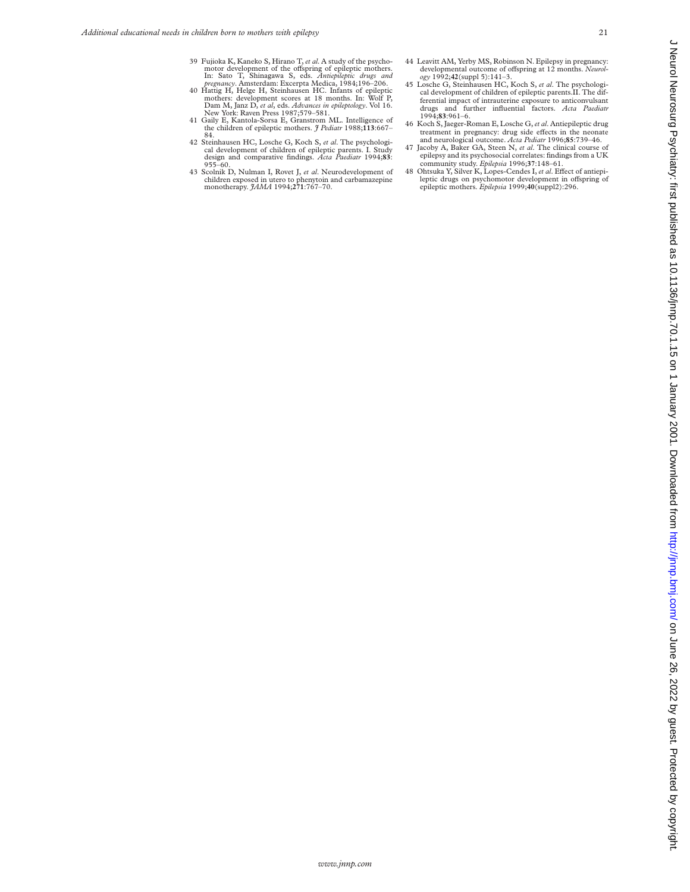39 Fujioka K, Kaneko S, Hirano T, *et al*. A study of the psychomotor development of the offspring of epileptic mothers. In: Sato T, Shinagawa S, eds. *Antiepileptic drugs and pregnancy*. Amsterdam: Excerpta Medica, 1984;196–206.

40 Hattig H, Helge H, Steinhausen HC. Infants of epileptic mothers: development scores at 18 months. In: Wolf P, Dam M, Janz D, *et al*, eds. *Advances in epileptology*. Vol 16. New York: Raven Press 1987;579–581.

41 Gaily E, Kantola-Sorsa E, Granstrom ML. Intelligence of the children of epileptic mothers. *J Pediatr* 1988;**113**:667–84.

42 Steinhausen HC, Losche G, Koch S, *et al*. The psychological development of children of epileptic parents. I. Study design and comparative findings. *Acta Paediatr* 1994;**83**:955–60.

43 Scolnik D, Nulman I, Rovet J, *et al*. Neurodevelopment of children exposed in utero to phenytoin and carbamazepine monotherapy. *JAMA* 1994;**271**:767–70.

44 Leavitt AM, Yerby MS, Robinson N. Epilepsy in pregnancy: developmental outcome of offspring at 12 months. *Neurology* 1992;**42**(suppl 5):141–3.

45 Losche G, Steinhausen HC, Koch S, *et al*. The psychological development of children of epileptic parents.II. The differential impact of intrauterine exposure to anticonvulsant drugs and further influential factors. *Acta Paediatr* 1994;**83**:961–6.

46 Koch S, Jaeger-Roman E, Losche G, *et al*. Antiepileptic drug treatment in pregnancy: drug side effects in the neonate and neurological outcome. *Acta Pediatr* 1996;**85**:739–46.

47 Jacoby A, Baker GA, Steen N, *et al*. The clinical course of epilepsy and its psychosocial correlates: findings from a UK community study. *Epilepsia* 1996;**37**:148–61.

48 Ohtsuka Y, Silver K, Lopes-Cendes I, *et al*. Effect of antiepileptic drugs on psychomotor development in offspring of epileptic mothers. *Epilepsia* 1999;**40**(suppl2):296.